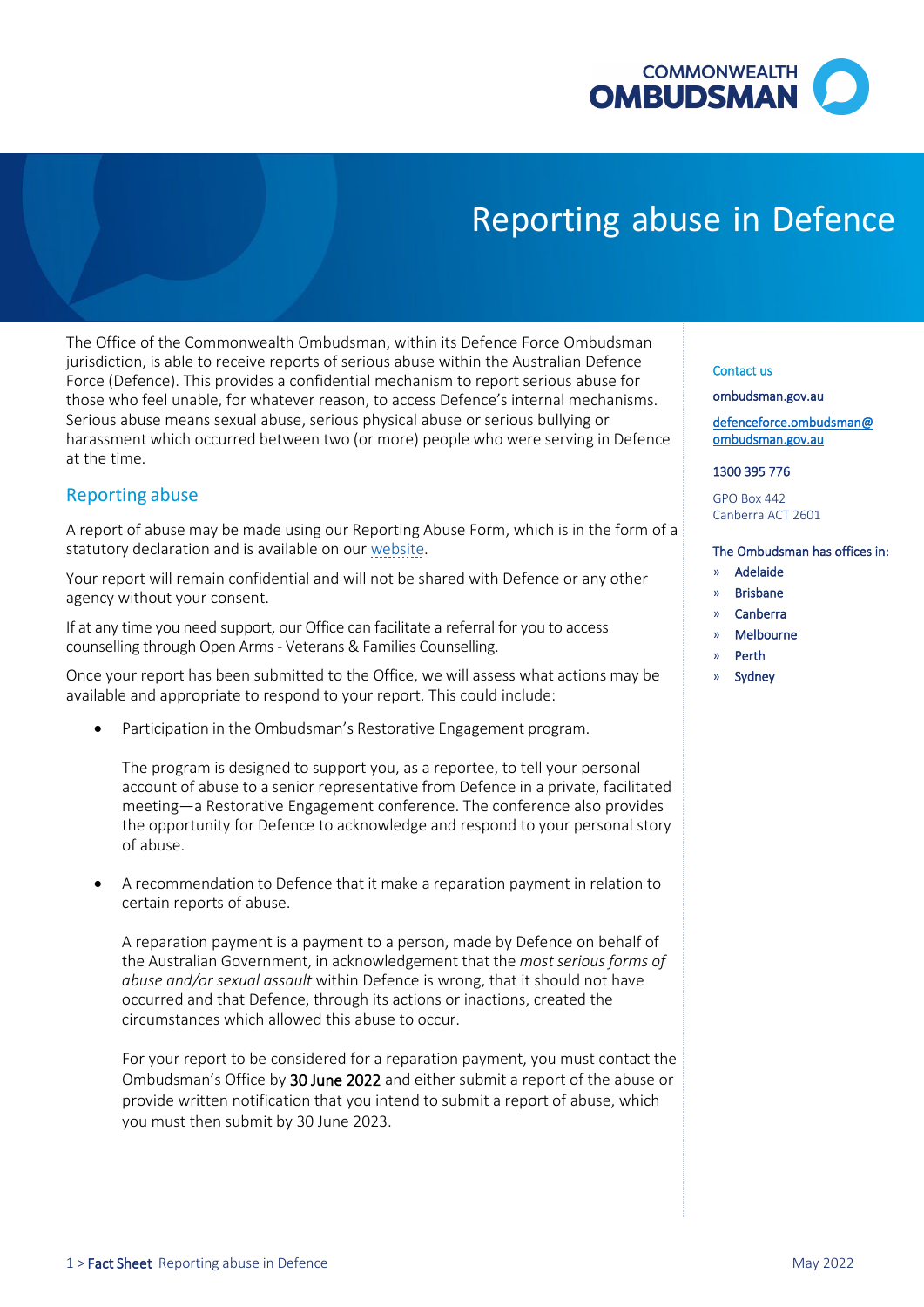# Reporting abuse in Defence

The Office of the Commonwealth Ombudsman, within its Defence Force Ombudsman jurisdiction, is able to receive reports of serious abuse within the Australian Defence Force (Defence). This provides a confidential mechanism to report serious abuse for those who feel unable, for whatever reason, to access Defence's internal mechanisms. Serious abuse means sexual abuse, serious physical abuse or serious bullying or harassment which occurred between two (or more) people who were serving in Defence at the time.

## Reporting abuse

A report of abuse may be made using our Reporting Abuse Form, which is in the form of a statutory declaration and is available on our website.

Your report will remain confidential and will not be shared with Defence or any other agency without your consent.

If at any time you need support, our Office can facilitate a referral for you to access counselling through Open Arms - Veterans & Families Counselling.

Once your report has been submitted to the Office, we will assess what actions may be available and appropriate to respond to your report. This could include:

- Participation in the Ombudsman's Restorative Engagement program.

  The program is designed to support you, as a reportee, to tell your personal account of abuse to a senior representative from Defence in a private, facilitated meeting—a Restorative Engagement conference. The conference also provides the opportunity for Defence to acknowledge and respond to your personal story of abuse.

- A recommendation to Defence that it make a reparation payment in relation to certain reports of abuse.

  A reparation payment is a payment to a person, made by Defence on behalf of the Australian Government, in acknowledgement that the *most serious forms of abuse and/or sexual assault* within Defence is wrong, that it should not have occurred and that Defence, through its actions or inactions, created the circumstances which allowed this abuse to occur.

  For your report to be considered for a reparation payment, you must contact the Ombudsman's Office by 30 June 2022 and either submit a report of the abuse or provide written notification that you intend to submit a report of abuse, which you must then submit by 30 June 2023.

**Contact us**

ombudsman.gov.au

defenceforce.ombudsman@ombudsman.gov.au

1300 395 776

GPO Box 442
Canberra ACT 2601

**The Ombudsman has offices in:**

- Adelaide
- Brisbane
- Canberra
- Melbourne
- Perth
- Sydney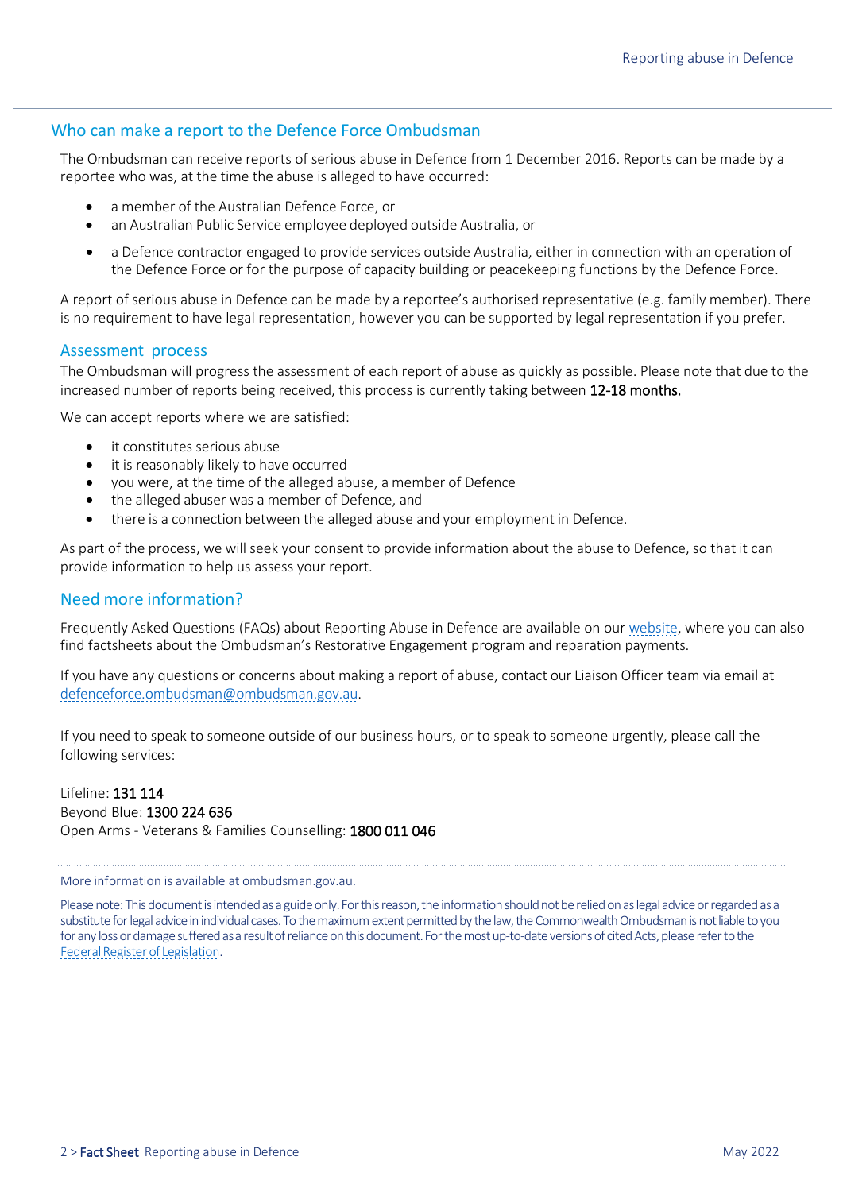## Who can make a report to the Defence Force Ombudsman

The Ombudsman can receive reports of serious abuse in Defence from 1 December 2016. Reports can be made by a reportee who was, at the time the abuse is alleged to have occurred:

- a member of the Australian Defence Force, or
- an Australian Public Service employee deployed outside Australia, or
- a Defence contractor engaged to provide services outside Australia, either in connection with an operation of the Defence Force or for the purpose of capacity building or peacekeeping functions by the Defence Force.

A report of serious abuse in Defence can be made by a reportee's authorised representative (e.g. family member). There is no requirement to have legal representation, however you can be supported by legal representation if you prefer.

### Assessment process

The Ombudsman will progress the assessment of each report of abuse as quickly as possible. Please note that due to the increased number of reports being received, this process is currently taking between **12-18 months.**

We can accept reports where we are satisfied:

- it constitutes serious abuse
- it is reasonably likely to have occurred
- you were, at the time of the alleged abuse, a member of Defence
- the alleged abuser was a member of Defence, and
- there is a connection between the alleged abuse and your employment in Defence.

As part of the process, we will seek your consent to provide information about the abuse to Defence, so that it can provide information to help us assess your report.

## Need more information?

Frequently Asked Questions (FAQs) about Reporting Abuse in Defence are available on our website, where you can also find factsheets about the Ombudsman's Restorative Engagement program and reparation payments.

If you have any questions or concerns about making a report of abuse, contact our Liaison Officer team via email at defenceforce.ombudsman@ombudsman.gov.au.

If you need to speak to someone outside of our business hours, or to speak to someone urgently, please call the following services:

Lifeline: **131 114**
Beyond Blue: **1300 224 636**
Open Arms - Veterans & Families Counselling: **1800 011 046**

More information is available at ombudsman.gov.au.

Please note: This document is intended as a guide only. For this reason, the information should not be relied on as legal advice or regarded as a substitute for legal advice in individual cases. To the maximum extent permitted by the law, the Commonwealth Ombudsman is not liable to you for any loss or damage suffered as a result of reliance on this document. For the most up-to-date versions of cited Acts, please refer to the Federal Register of Legislation.